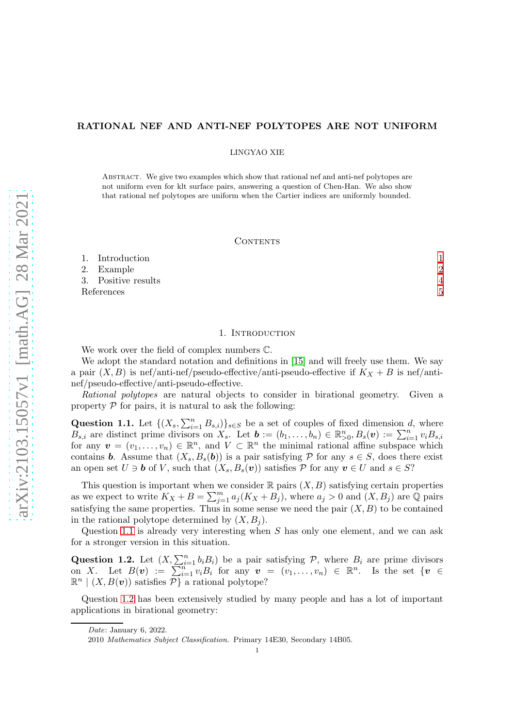# RATIONAL NEF AND ANTI-NEF POLYTOPES ARE NOT UNIFORM

LINGYAO XIE

Abstract. We give two examples which show that rational nef and anti-nef polytopes are not uniform even for klt surface pairs, answering a question of Chen-Han. We also show that rational nef polytopes are uniform when the Cartier indices are uniformly bounded.

## Contents

1. Introduction 1
2. Example 2
3. Positive results 4

References 5

## 1. Introduction

We work over the field of complex numbers $\mathbb{C}$.

We adopt the standard notation and definitions in [15] and will freely use them. We say a pair $(X, B)$ is nef/anti-nef/pseudo-effective/anti-pseudo-effective if $K_X + B$ is nef/anti-nef/pseudo-effective/anti-pseudo-effective.

*Rational polytopes* are natural objects to consider in birational geometry. Given a property $\mathcal{P}$ for pairs, it is natural to ask the following:

**Question 1.1.** Let $\{(X_s, \sum_{i=1}^n B_{s,i})\}_{s\in S}$ be a set of couples of fixed dimension $d$, where $B_{s,i}$ are distinct prime divisors on $X_s$. Let $\boldsymbol{b} := (b_1, \dots, b_n) \in \mathbb{R}^n_{>0}$, $B_s(\boldsymbol{v}) := \sum_{i=1}^n v_i B_{s,i}$ for any $\boldsymbol{v} = (v_1, \dots, v_n) \in \mathbb{R}^n$, and $V \subset \mathbb{R}^n$ the minimal rational affine subspace which contains $\boldsymbol{b}$. Assume that $(X_s, B_s(\boldsymbol{b}))$ is a pair satisfying $\mathcal{P}$ for any $s \in S$, does there exist an open set $U \ni \boldsymbol{b}$ of $V$, such that $(X_s, B_s(\boldsymbol{v}))$ satisfies $\mathcal{P}$ for any $\boldsymbol{v} \in U$ and $s \in S$?

This question is important when we consider $\mathbb{R}$ pairs $(X, B)$ satisfying certain properties as we expect to write $K_X + B = \sum_{j=1}^m a_j(K_X + B_j)$, where $a_j > 0$ and $(X, B_j)$ are $\mathbb{Q}$ pairs satisfying the same properties. Thus in some sense we need the pair $(X, B)$ to be contained in the rational polytope determined by $(X, B_j)$.

Question 1.1 is already very interesting when $S$ has only one element, and we can ask for a stronger version in this situation.

**Question 1.2.** Let $(X, \sum_{i=1}^n b_i B_i)$ be a pair satisfying $\mathcal{P}$, where $B_i$ are prime divisors on $X$. Let $B(\boldsymbol{v}) := \sum_{i=1}^n v_i B_i$ for any $\boldsymbol{v} = (v_1, \dots, v_n) \in \mathbb{R}^n$. Is the set $\{\boldsymbol{v} \in \mathbb{R}^n \mid (X, B(\boldsymbol{v}))$ satisfies $\mathcal{P}\}$ a rational polytope?

Question 1.2 has been extensively studied by many people and has a lot of important applications in birational geometry:

*Date*: January 6, 2022.

2010 *Mathematics Subject Classification.* Primary 14E30, Secondary 14B05.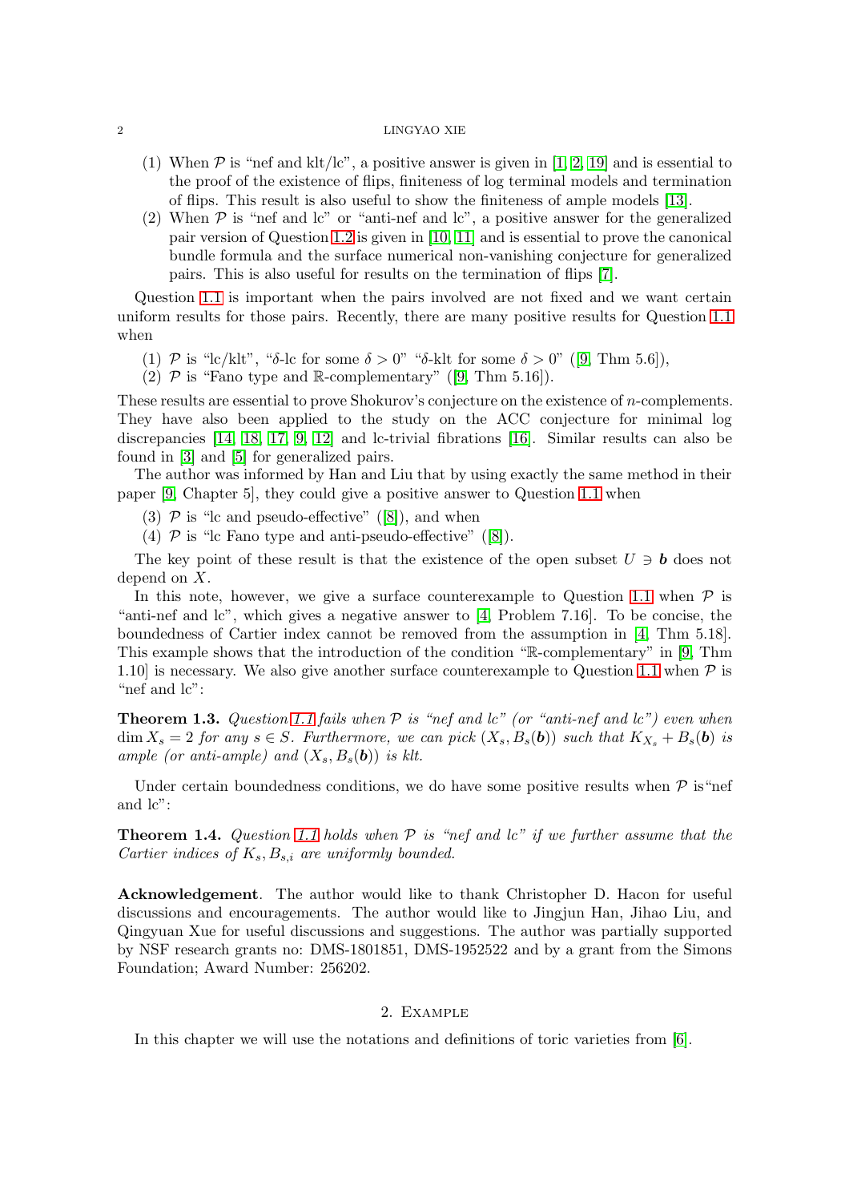(1) When $\mathcal{P}$ is "nef and klt/lc", a positive answer is given in [1, 2, 19] and is essential to the proof of the existence of flips, finiteness of log terminal models and termination of flips. This result is also useful to show the finiteness of ample models [13].

(2) When $\mathcal{P}$ is "nef and lc" or "anti-nef and lc", a positive answer for the generalized pair version of Question 1.2 is given in [10, 11] and is essential to prove the canonical bundle formula and the surface numerical non-vanishing conjecture for generalized pairs. This is also useful for results on the termination of flips [7].

Question 1.1 is important when the pairs involved are not fixed and we want certain uniform results for those pairs. Recently, there are many positive results for Question 1.1 when

(1) $\mathcal{P}$ is "lc/klt", "$\delta$-lc for some $\delta > 0$" "$\delta$-klt for some $\delta > 0$" ([9, Thm 5.6]),

(2) $\mathcal{P}$ is "Fano type and $\mathbb{R}$-complementary" ([9, Thm 5.16]).

These results are essential to prove Shokurov's conjecture on the existence of $n$-complements. They have also been applied to the study on the ACC conjecture for minimal log discrepancies [14, 18, 17, 9, 12] and lc-trivial fibrations [16]. Similar results can also be found in [3] and [5] for generalized pairs.

The author was informed by Han and Liu that by using exactly the same method in their paper [9, Chapter 5], they could give a positive answer to Question 1.1 when

(3) $\mathcal{P}$ is "lc and pseudo-effective" ([8]), and when

(4) $\mathcal{P}$ is "lc Fano type and anti-pseudo-effective" ([8]).

The key point of these result is that the existence of the open subset $U \ni \boldsymbol{b}$ does not depend on $X$.

In this note, however, we give a surface counterexample to Question 1.1 when $\mathcal{P}$ is "anti-nef and lc", which gives a negative answer to [4, Problem 7.16]. To be concise, the boundedness of Cartier index cannot be removed from the assumption in [4, Thm 5.18]. This example shows that the introduction of the condition "$\mathbb{R}$-complementary" in [9, Thm 1.10] is necessary. We also give another surface counterexample to Question 1.1 when $\mathcal{P}$ is "nef and lc":

**Theorem 1.3.** *Question 1.1 fails when $\mathcal{P}$ is "nef and lc" (or "anti-nef and lc") even when $\dim X_s = 2$ for any $s \in S$. Furthermore, we can pick $(X_s, B_s(\boldsymbol{b}))$ such that $K_{X_s} + B_s(\boldsymbol{b})$ is ample (or anti-ample) and $(X_s, B_s(\boldsymbol{b}))$ is klt.*

Under certain boundedness conditions, we do have some positive results when $\mathcal{P}$ is "nef and lc":

**Theorem 1.4.** *Question 1.1 holds when $\mathcal{P}$ is "nef and lc" if we further assume that the Cartier indices of $K_s, B_{s,i}$ are uniformly bounded.*

**Acknowledgement**. The author would like to thank Christopher D. Hacon for useful discussions and encouragements. The author would like to Jingjun Han, Jihao Liu, and Qingyuan Xue for useful discussions and suggestions. The author was partially supported by NSF research grants no: DMS-1801851, DMS-1952522 and by a grant from the Simons Foundation; Award Number: 256202.

## 2. Example

In this chapter we will use the notations and definitions of toric varieties from [6].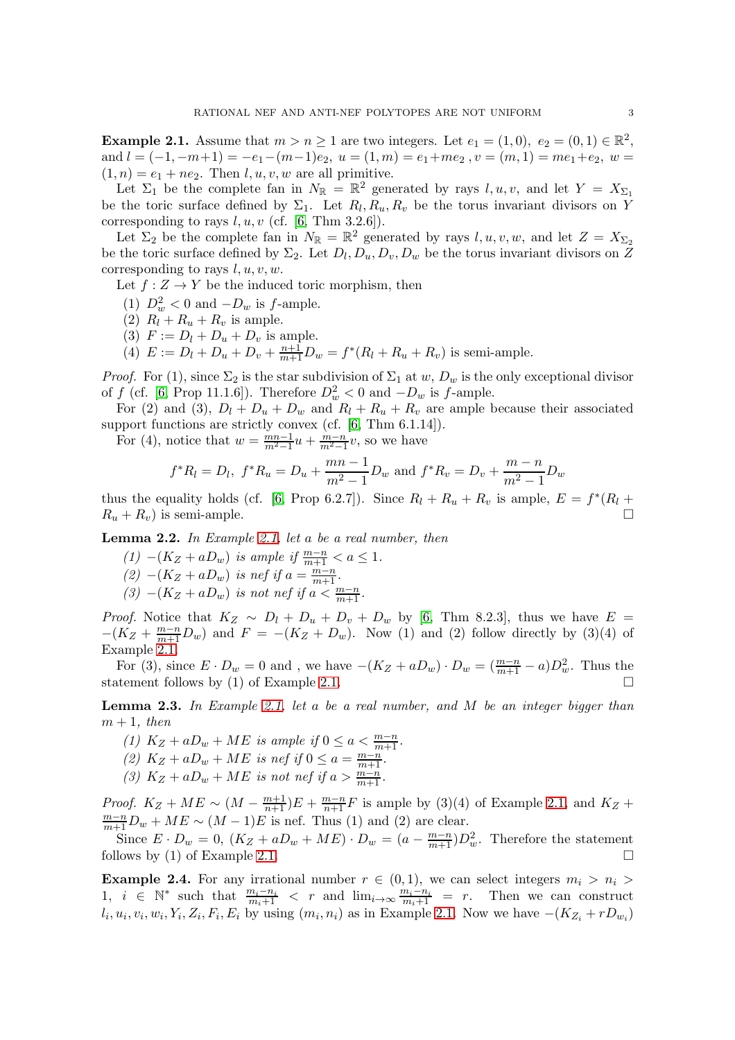**Example 2.1.** Assume that $m > n \geq 1$ are two integers. Let $e_1 = (1,0),\ e_2 = (0,1) \in \mathbb{R}^2$, and $l = (-1, -m+1) = -e_1 - (m-1)e_2$, $u = (1, m) = e_1 + me_2$ , $v = (m, 1) = me_1 + e_2$, $w = (1, n) = e_1 + ne_2$. Then $l, u, v, w$ are all primitive.

Let $\Sigma_1$ be the complete fan in $N_\mathbb{R} = \mathbb{R}^2$ generated by rays $l, u, v$, and let $Y = X_{\Sigma_1}$ be the toric surface defined by $\Sigma_1$. Let $R_l, R_u, R_v$ be the torus invariant divisors on $Y$ corresponding to rays $l, u, v$ (cf. [6, Thm 3.2.6]).

Let $\Sigma_2$ be the complete fan in $N_\mathbb{R} = \mathbb{R}^2$ generated by rays $l, u, v, w$, and let $Z = X_{\Sigma_2}$ be the toric surface defined by $\Sigma_2$. Let $D_l, D_u, D_v, D_w$ be the torus invariant divisors on $Z$ corresponding to rays $l, u, v, w$.

Let $f : Z \to Y$ be the induced toric morphism, then

(1) $D_w^2 < 0$ and $-D_w$ is $f$-ample.
(2) $R_l + R_u + R_v$ is ample.
(3) $F := D_l + D_u + D_v$ is ample.
(4) $E := D_l + D_u + D_v + \frac{n+1}{m+1} D_w = f^*(R_l + R_u + R_v)$ is semi-ample.

*Proof.* For (1), since $\Sigma_2$ is the star subdivision of $\Sigma_1$ at $w$, $D_w$ is the only exceptional divisor of $f$ (cf. [6, Prop 11.1.6]). Therefore $D_w^2 < 0$ and $-D_w$ is $f$-ample.

For (2) and (3), $D_l + D_u + D_w$ and $R_l + R_u + R_v$ are ample because their associated support functions are strictly convex (cf. [6, Thm 6.1.14]).

For (4), notice that $w = \frac{mn-1}{m^2-1} u + \frac{m-n}{m^2-1} v$, so we have

$$f^* R_l = D_l,\ f^* R_u = D_u + \frac{mn-1}{m^2-1} D_w \text{ and } f^* R_v = D_v + \frac{m-n}{m^2-1} D_w$$

thus the equality holds (cf. [6, Prop 6.2.7]). Since $R_l + R_u + R_v$ is ample, $E = f^*(R_l + R_u + R_v)$ is semi-ample. $\square$

**Lemma 2.2.** *In Example 2.1, let $a$ be a real number, then*

*(1) $-(K_Z + aD_w)$ is ample if $\frac{m-n}{m+1} < a \leq 1$.*
*(2) $-(K_Z + aD_w)$ is nef if $a = \frac{m-n}{m+1}$.*
*(3) $-(K_Z + aD_w)$ is not nef if $a < \frac{m-n}{m+1}$.*

*Proof.* Notice that $K_Z \sim D_l + D_u + D_v + D_w$ by [6, Thm 8.2.3], thus we have $E = -(K_Z + \frac{m-n}{m+1} D_w)$ and $F = -(K_Z + D_w)$. Now (1) and (2) follow directly by (3)(4) of Example 2.1.

For (3), since $E \cdot D_w = 0$ and , we have $-(K_Z + aD_w) \cdot D_w = (\frac{m-n}{m+1} - a) D_w^2$. Thus the statement follows by (1) of Example 2.1. $\square$

**Lemma 2.3.** *In Example 2.1, let $a$ be a real number, and $M$ be an integer bigger than $m+1$, then*

*(1) $K_Z + aD_w + ME$ is ample if $0 \leq a < \frac{m-n}{m+1}$.*
*(2) $K_Z + aD_w + ME$ is nef if $0 \leq a = \frac{m-n}{m+1}$.*
*(3) $K_Z + aD_w + ME$ is not nef if $a > \frac{m-n}{m+1}$.*

*Proof.* $K_Z + ME \sim (M - \frac{m+1}{n+1}) E + \frac{m-n}{n+1} F$ is ample by (3)(4) of Example 2.1, and $K_Z + \frac{m-n}{m+1} D_w + ME \sim (M-1) E$ is nef. Thus (1) and (2) are clear.

Since $E \cdot D_w = 0$, $(K_Z + aD_w + ME) \cdot D_w = (a - \frac{m-n}{m+1}) D_w^2$. Therefore the statement follows by (1) of Example 2.1. $\square$

**Example 2.4.** For any irrational number $r \in (0,1)$, we can select integers $m_i > n_i > 1$, $i \in \mathbb{N}^*$ such that $\frac{m_i - n_i}{m_i + 1} < r$ and $\lim_{i \to \infty} \frac{m_i - n_i}{m_i + 1} = r$. Then we can construct $l_i, u_i, v_i, w_i, Y_i, Z_i, F_i, E_i$ by using $(m_i, n_i)$ as in Example 2.1. Now we have $-(K_{Z_i} + rD_{w_i})$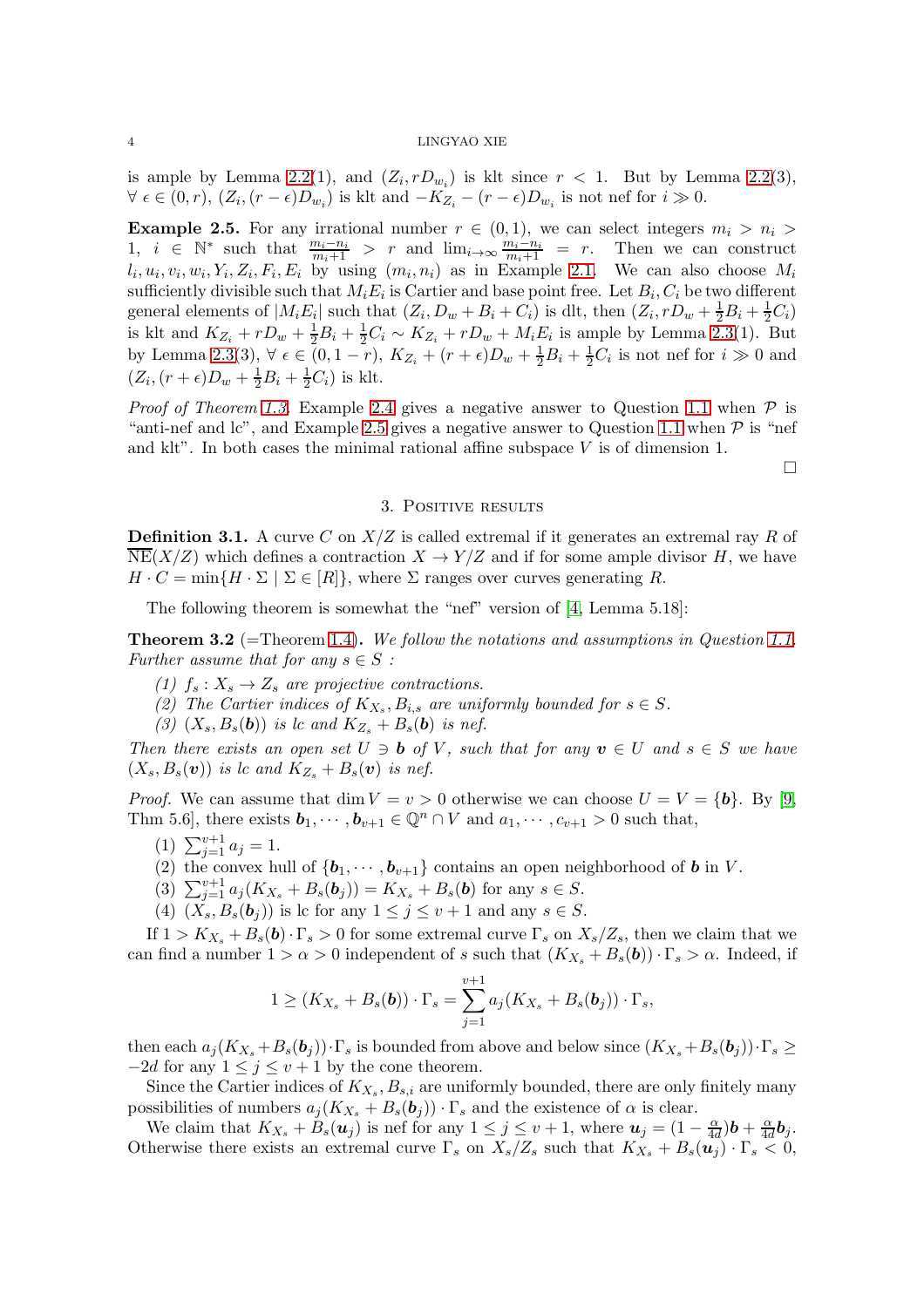is ample by Lemma 2.2(1), and $(Z_i, rD_{w_i})$ is klt since $r < 1$. But by Lemma 2.2(3), $\forall\ \epsilon \in (0, r)$, $(Z_i, (r-\epsilon)D_{w_i})$ is klt and $-K_{Z_i} - (r-\epsilon)D_{w_i}$ is not nef for $i \gg 0$.

**Example 2.5.** For any irrational number $r \in (0,1)$, we can select integers $m_i > n_i > 1$, $i \in \mathbb{N}^*$ such that $\frac{m_i - n_i}{m_i+1} > r$ and $\lim_{i\to\infty} \frac{m_i-n_i}{m_i+1} = r$. Then we can construct $l_i, u_i, v_i, w_i, Y_i, Z_i, F_i, E_i$ by using $(m_i, n_i)$ as in Example 2.1. We can also choose $M_i$ sufficiently divisible such that $M_iE_i$ is Cartier and base point free. Let $B_i, C_i$ be two different general elements of $|M_iE_i|$ such that $(Z_i, D_w + B_i + C_i)$ is dlt, then $(Z_i, rD_w + \frac{1}{2}B_i + \frac{1}{2}C_i)$ is klt and $K_{Z_i} + rD_w + \frac{1}{2}B_i + \frac{1}{2}C_i \sim K_{Z_i} + rD_w + M_iE_i$ is ample by Lemma 2.3(1). But by Lemma 2.3(3), $\forall\ \epsilon \in (0, 1-r)$, $K_{Z_i} + (r+\epsilon)D_w + \frac{1}{2}B_i + \frac{1}{2}C_i$ is not nef for $i \gg 0$ and $(Z_i, (r+\epsilon)D_w + \frac{1}{2}B_i + \frac{1}{2}C_i)$ is klt.

*Proof of Theorem 1.3.* Example 2.4 gives a negative answer to Question 1.1 when $\mathcal{P}$ is "anti-nef and lc", and Example 2.5 gives a negative answer to Question 1.1 when $\mathcal{P}$ is "nef and klt". In both cases the minimal rational affine subspace $V$ is of dimension 1.

$\square$

## 3. Positive results

**Definition 3.1.** A curve $C$ on $X/Z$ is called extremal if it generates an extremal ray $R$ of $\overline{\mathrm{NE}}(X/Z)$ which defines a contraction $X \to Y/Z$ and if for some ample divisor $H$, we have $H \cdot C = \min\{H \cdot \Sigma \mid \Sigma \in [R]\}$, where $\Sigma$ ranges over curves generating $R$.

The following theorem is somewhat the "nef" version of [4, Lemma 5.18]:

**Theorem 3.2** (=Theorem 1.4)**.** *We follow the notations and assumptions in Question 1.1. Further assume that for any $s \in S$ :*

*(1) $f_s : X_s \to Z_s$ are projective contractions.*
*(2) The Cartier indices of $K_{X_s}, B_{i,s}$ are uniformly bounded for $s \in S$.*
*(3) $(X_s, B_s(\boldsymbol{b}))$ is lc and $K_{Z_s} + B_s(\boldsymbol{b})$ is nef.*

*Then there exists an open set $U \ni \boldsymbol{b}$ of $V$, such that for any $\boldsymbol{v} \in U$ and $s \in S$ we have $(X_s, B_s(\boldsymbol{v}))$ is lc and $K_{Z_s} + B_s(\boldsymbol{v})$ is nef.*

*Proof.* We can assume that $\dim V = v > 0$ otherwise we can choose $U = V = \{\boldsymbol{b}\}$. By [9, Thm 5.6], there exists $\boldsymbol{b}_1, \cdots, \boldsymbol{b}_{v+1} \in \mathbb{Q}^n \cap V$ and $a_1, \cdots, c_{v+1} > 0$ such that,

(1) $\sum_{j=1}^{v+1} a_j = 1$.
(2) the convex hull of $\{\boldsymbol{b}_1, \cdots, \boldsymbol{b}_{v+1}\}$ contains an open neighborhood of $\boldsymbol{b}$ in $V$.
(3) $\sum_{j=1}^{v+1} a_j(K_{X_s} + B_s(\boldsymbol{b}_j)) = K_{X_s} + B_s(\boldsymbol{b})$ for any $s \in S$.
(4) $(X_s, B_s(\boldsymbol{b}_j))$ is lc for any $1 \le j \le v+1$ and any $s \in S$.

If $1 > K_{X_s} + B_s(\boldsymbol{b}) \cdot \Gamma_s > 0$ for some extremal curve $\Gamma_s$ on $X_s/Z_s$, then we claim that we can find a number $1 > \alpha > 0$ independent of $s$ such that $(K_{X_s} + B_s(\boldsymbol{b})) \cdot \Gamma_s > \alpha$. Indeed, if

$$1 \ge (K_{X_s} + B_s(\boldsymbol{b})) \cdot \Gamma_s = \sum_{j=1}^{v+1} a_j(K_{X_s} + B_s(\boldsymbol{b}_j)) \cdot \Gamma_s,$$

then each $a_j(K_{X_s} + B_s(\boldsymbol{b}_j)) \cdot \Gamma_s$ is bounded from above and below since $(K_{X_s} + B_s(\boldsymbol{b}_j)) \cdot \Gamma_s \ge -2d$ for any $1 \le j \le v+1$ by the cone theorem.

Since the Cartier indices of $K_{X_s}, B_{s,i}$ are uniformly bounded, there are only finitely many possibilities of numbers $a_j(K_{X_s} + B_s(\boldsymbol{b}_j)) \cdot \Gamma_s$ and the existence of $\alpha$ is clear.

We claim that $K_{X_s} + B_s(\boldsymbol{u}_j)$ is nef for any $1 \le j \le v+1$, where $\boldsymbol{u}_j = (1 - \frac{\alpha}{4d})\boldsymbol{b} + \frac{\alpha}{4d}\boldsymbol{b}_j$. Otherwise there exists an extremal curve $\Gamma_s$ on $X_s/Z_s$ such that $K_{X_s} + B_s(\boldsymbol{u}_j) \cdot \Gamma_s < 0$,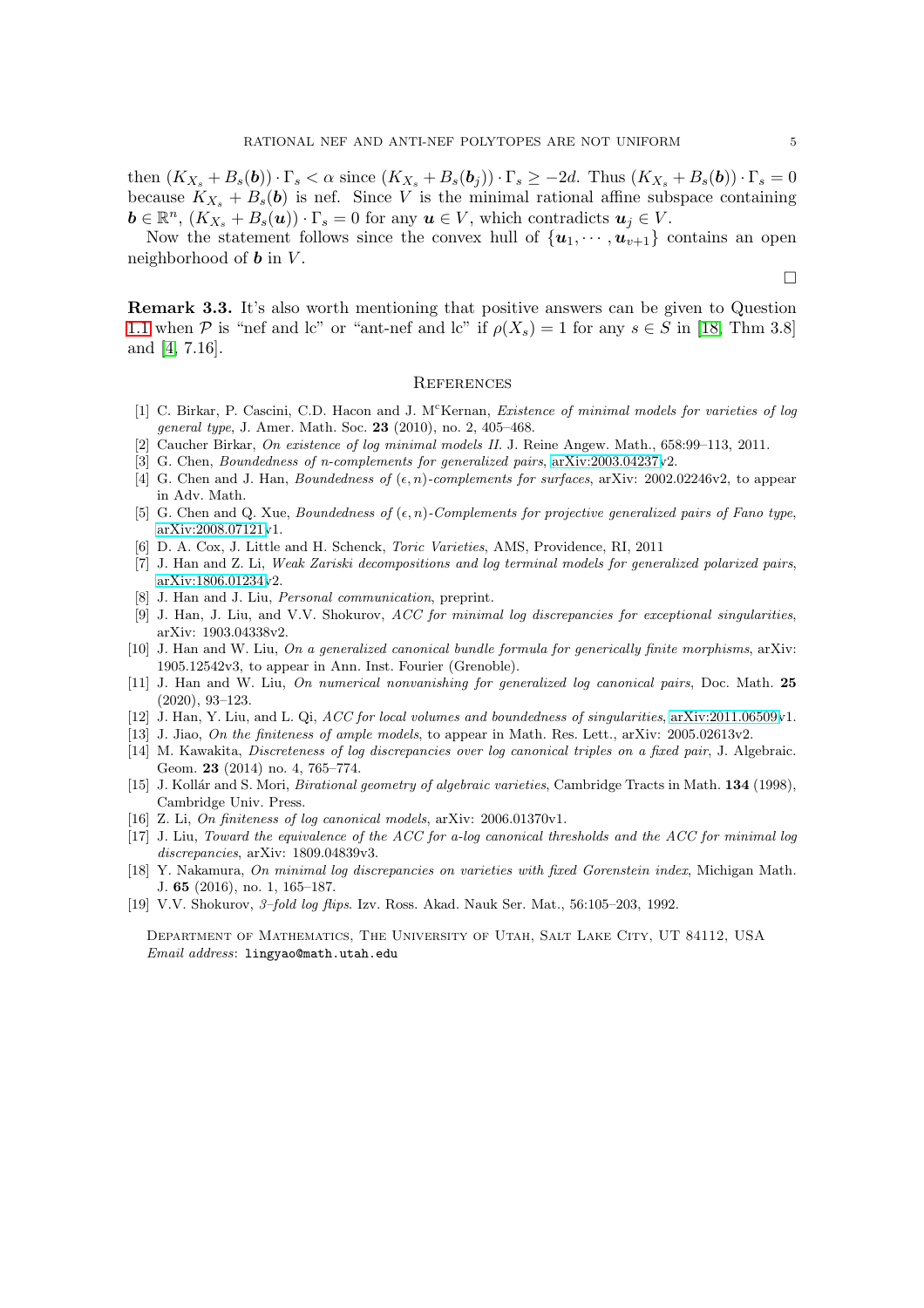then $(K_{X_s} + B_s(\boldsymbol{b})) \cdot \Gamma_s < \alpha$ since $(K_{X_s} + B_s(\boldsymbol{b}_j)) \cdot \Gamma_s \geq -2d$. Thus $(K_{X_s} + B_s(\boldsymbol{b})) \cdot \Gamma_s = 0$ because $K_{X_s} + B_s(\boldsymbol{b})$ is nef. Since $V$ is the minimal rational affine subspace containing $\boldsymbol{b} \in \mathbb{R}^n$, $(K_{X_s} + B_s(\boldsymbol{u})) \cdot \Gamma_s = 0$ for any $\boldsymbol{u} \in V$, which contradicts $\boldsymbol{u}_j \in V$.

Now the statement follows since the convex hull of $\{\boldsymbol{u}_1, \cdots, \boldsymbol{u}_{v+1}\}$ contains an open neighborhood of $\boldsymbol{b}$ in $V$.

□

**Remark 3.3.** It's also worth mentioning that positive answers can be given to Question 1.1 when $\mathcal{P}$ is "nef and lc" or "ant-nef and lc" if $\rho(X_s) = 1$ for any $s \in S$ in [18, Thm 3.8] and [4, 7.16].

## References

[1] C. Birkar, P. Cascini, C.D. Hacon and J. M$^c$Kernan, *Existence of minimal models for varieties of log general type*, J. Amer. Math. Soc. **23** (2010), no. 2, 405–468.

[2] Caucher Birkar, *On existence of log minimal models II.* J. Reine Angew. Math., 658:99–113, 2011.

[3] G. Chen, *Boundedness of n-complements for generalized pairs*, arXiv:2003.04237v2.

[4] G. Chen and J. Han, *Boundedness of $(\epsilon, n)$-complements for surfaces*, arXiv: 2002.02246v2, to appear in Adv. Math.

[5] G. Chen and Q. Xue, *Boundedness of $(\epsilon, n)$-Complements for projective generalized pairs of Fano type*, arXiv:2008.07121v1.

[6] D. A. Cox, J. Little and H. Schenck, *Toric Varieties*, AMS, Providence, RI, 2011

[7] J. Han and Z. Li, *Weak Zariski decompositions and log terminal models for generalized polarized pairs*, arXiv:1806.01234v2.

[8] J. Han and J. Liu, *Personal communication*, preprint.

[9] J. Han, J. Liu, and V.V. Shokurov, *ACC for minimal log discrepancies for exceptional singularities*, arXiv: 1903.04338v2.

[10] J. Han and W. Liu, *On a generalized canonical bundle formula for generically finite morphisms*, arXiv: 1905.12542v3, to appear in Ann. Inst. Fourier (Grenoble).

[11] J. Han and W. Liu, *On numerical nonvanishing for generalized log canonical pairs*, Doc. Math. **25** (2020), 93–123.

[12] J. Han, Y. Liu, and L. Qi, *ACC for local volumes and boundedness of singularities*, arXiv:2011.06509v1.

[13] J. Jiao, *On the finiteness of ample models*, to appear in Math. Res. Lett., arXiv: 2005.02613v2.

[14] M. Kawakita, *Discreteness of log discrepancies over log canonical triples on a fixed pair*, J. Algebraic. Geom. **23** (2014) no. 4, 765–774.

[15] J. Kollár and S. Mori, *Birational geometry of algebraic varieties*, Cambridge Tracts in Math. **134** (1998), Cambridge Univ. Press.

[16] Z. Li, *On finiteness of log canonical models*, arXiv: 2006.01370v1.

[17] J. Liu, *Toward the equivalence of the ACC for a-log canonical thresholds and the ACC for minimal log discrepancies*, arXiv: 1809.04839v3.

[18] Y. Nakamura, *On minimal log discrepancies on varieties with fixed Gorenstein index*, Michigan Math. J. **65** (2016), no. 1, 165–187.

[19] V.V. Shokurov, *3-fold log flips*. Izv. Ross. Akad. Nauk Ser. Mat., 56:105–203, 1992.

Department of Mathematics, The University of Utah, Salt Lake City, UT 84112, USA
*Email address*: lingyao@math.utah.edu